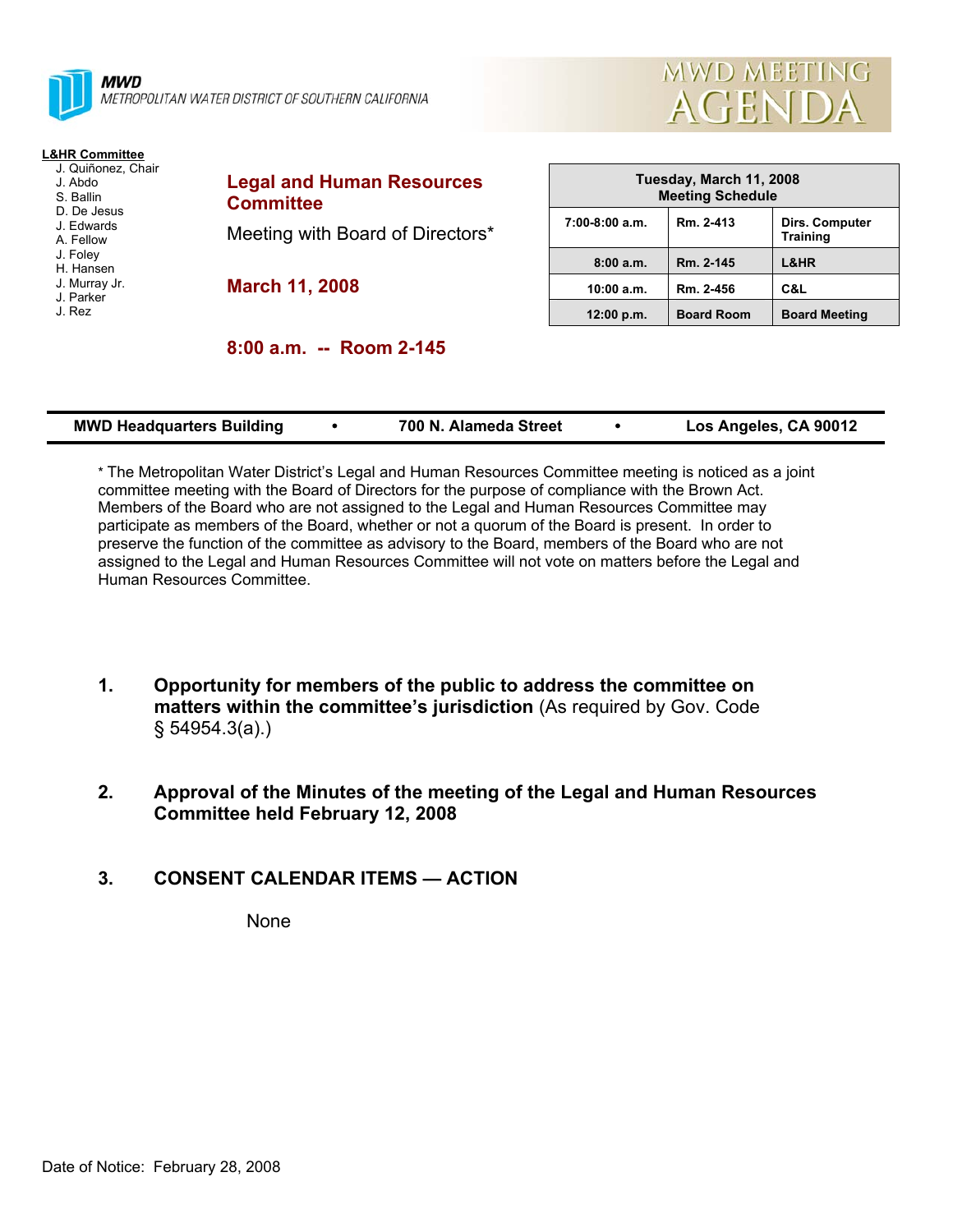**MWD**
METROPOLITAN WATER DISTRICT OF SOUTHERN CALIFORNIA

# MWD MEETING AGENDA

**L&HR Committee**
- J. Quiñonez, Chair
- J. Abdo
- S. Ballin
- D. De Jesus
- J. Edwards
- A. Fellow
- J. Foley
- H. Hansen
- J. Murray Jr.
- J. Parker
- J. Rez

## Legal and Human Resources Committee

Meeting with Board of Directors*

**March 11, 2008**

**8:00 a.m. -- Room 2-145**

| Tuesday, March 11, 2008 Meeting Schedule | | |
|---|---|---|
| 7:00-8:00 a.m. | Rm. 2-413 | Dirs. Computer Training |
| 8:00 a.m. | Rm. 2-145 | L&HR |
| 10:00 a.m. | Rm. 2-456 | C&L |
| 12:00 p.m. | Board Room | Board Meeting |

**MWD Headquarters Building • 700 N. Alameda Street • Los Angeles, CA 90012**

* The Metropolitan Water District's Legal and Human Resources Committee meeting is noticed as a joint committee meeting with the Board of Directors for the purpose of compliance with the Brown Act. Members of the Board who are not assigned to the Legal and Human Resources Committee may participate as members of the Board, whether or not a quorum of the Board is present. In order to preserve the function of the committee as advisory to the Board, members of the Board who are not assigned to the Legal and Human Resources Committee will not vote on matters before the Legal and Human Resources Committee.

1. **Opportunity for members of the public to address the committee on matters within the committee's jurisdiction** (As required by Gov. Code § 54954.3(a).)

2. **Approval of the Minutes of the meeting of the Legal and Human Resources Committee held February 12, 2008**

3. **CONSENT CALENDAR ITEMS — ACTION**

   None

Date of Notice: February 28, 2008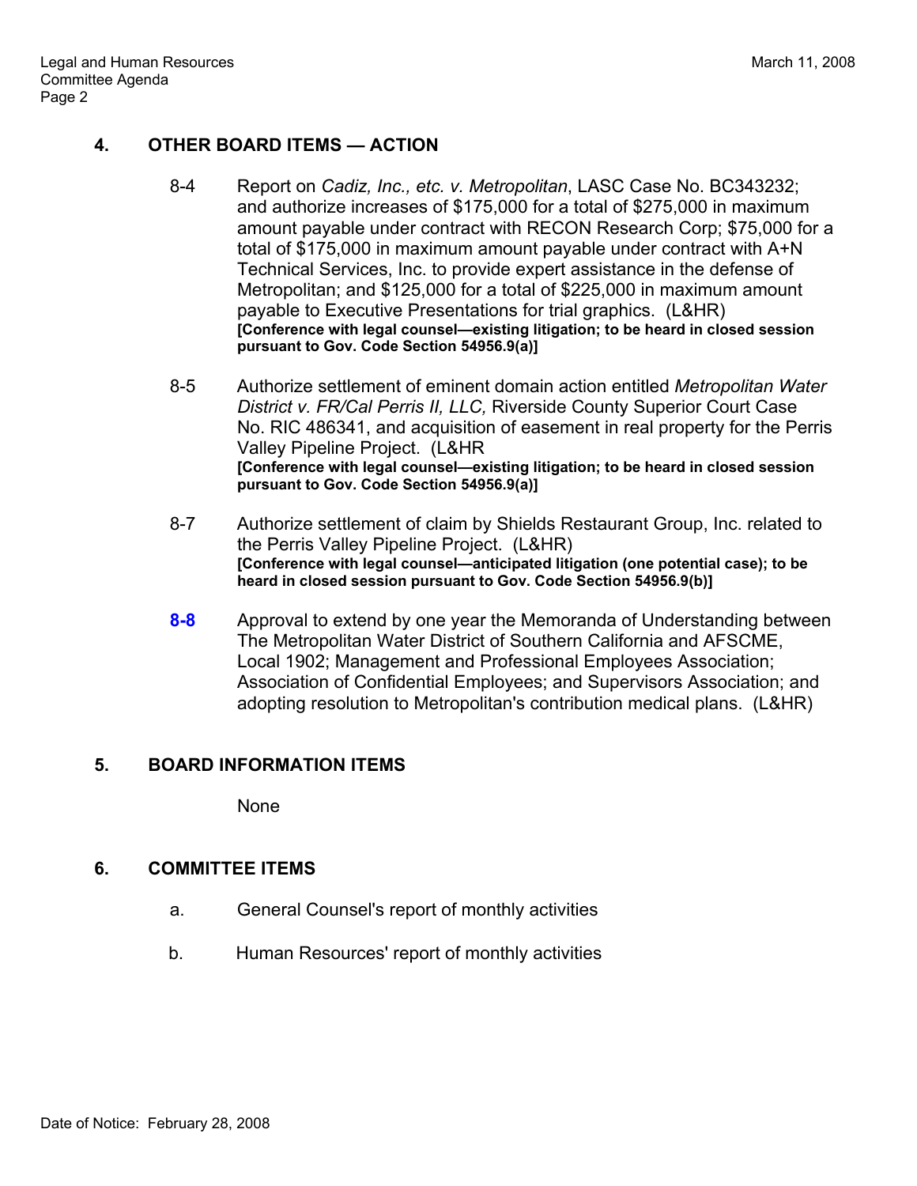## 4. OTHER BOARD ITEMS — ACTION

8-4 Report on *Cadiz, Inc., etc. v. Metropolitan*, LASC Case No. BC343232; and authorize increases of $175,000 for a total of $275,000 in maximum amount payable under contract with RECON Research Corp; $75,000 for a total of $175,000 in maximum amount payable under contract with A+N Technical Services, Inc. to provide expert assistance in the defense of Metropolitan; and $125,000 for a total of $225,000 in maximum amount payable to Executive Presentations for trial graphics. (L&HR)
**[Conference with legal counsel—existing litigation; to be heard in closed session pursuant to Gov. Code Section 54956.9(a)]**

8-5 Authorize settlement of eminent domain action entitled *Metropolitan Water District v. FR/Cal Perris II, LLC,* Riverside County Superior Court Case No. RIC 486341, and acquisition of easement in real property for the Perris Valley Pipeline Project. (L&HR
**[Conference with legal counsel—existing litigation; to be heard in closed session pursuant to Gov. Code Section 54956.9(a)]**

8-7 Authorize settlement of claim by Shields Restaurant Group, Inc. related to the Perris Valley Pipeline Project. (L&HR)
**[Conference with legal counsel—anticipated litigation (one potential case); to be heard in closed session pursuant to Gov. Code Section 54956.9(b)]**

**8-8** Approval to extend by one year the Memoranda of Understanding between The Metropolitan Water District of Southern California and AFSCME, Local 1902; Management and Professional Employees Association; Association of Confidential Employees; and Supervisors Association; and adopting resolution to Metropolitan's contribution medical plans. (L&HR)

## 5. BOARD INFORMATION ITEMS

None

## 6. COMMITTEE ITEMS

a. General Counsel's report of monthly activities

b. Human Resources' report of monthly activities

Date of Notice: February 28, 2008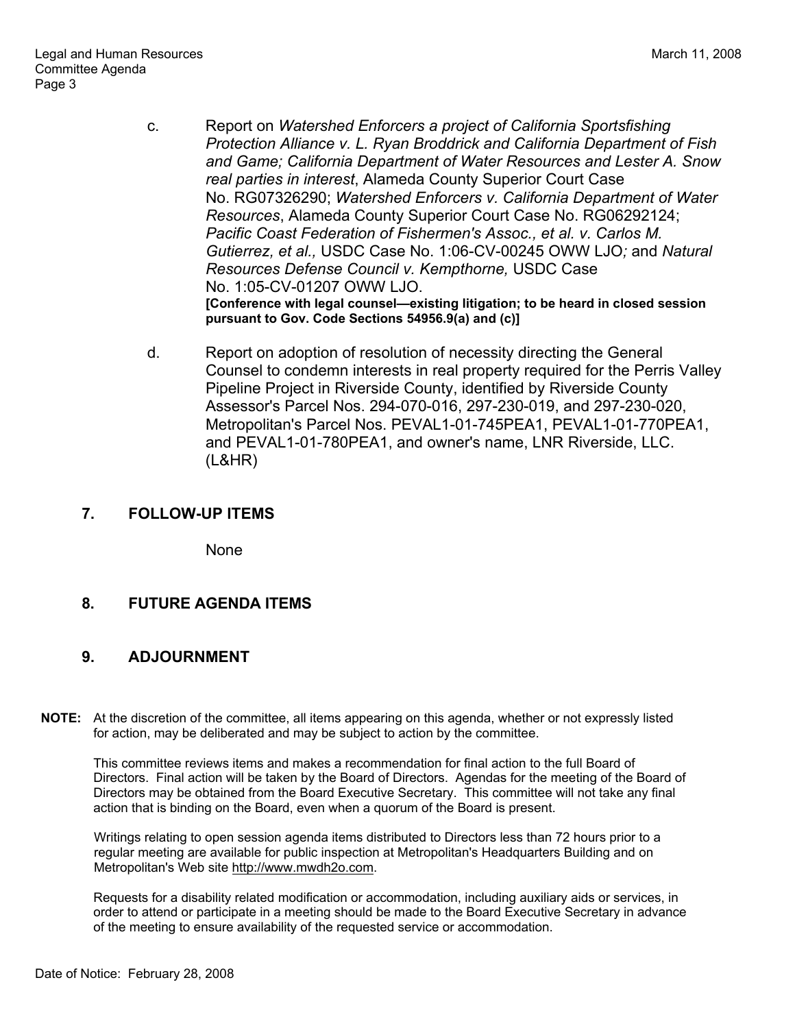c. Report on *Watershed Enforcers a project of California Sportsfishing Protection Alliance v. L. Ryan Broddrick and California Department of Fish and Game; California Department of Water Resources and Lester A. Snow real parties in interest*, Alameda County Superior Court Case No. RG07326290; *Watershed Enforcers v. California Department of Water Resources*, Alameda County Superior Court Case No. RG06292124; *Pacific Coast Federation of Fishermen's Assoc., et al. v. Carlos M. Gutierrez, et al.,* USDC Case No. 1:06-CV-00245 OWW LJO*;* and *Natural Resources Defense Council v. Kempthorne,* USDC Case No. 1:05-CV-01207 OWW LJO.
**[Conference with legal counsel—existing litigation; to be heard in closed session pursuant to Gov. Code Sections 54956.9(a) and (c)]**

d. Report on adoption of resolution of necessity directing the General Counsel to condemn interests in real property required for the Perris Valley Pipeline Project in Riverside County, identified by Riverside County Assessor's Parcel Nos. 294-070-016, 297-230-019, and 297-230-020, Metropolitan's Parcel Nos. PEVAL1-01-745PEA1, PEVAL1-01-770PEA1, and PEVAL1-01-780PEA1, and owner's name, LNR Riverside, LLC. (L&HR)

## 7. FOLLOW-UP ITEMS

None

## 8. FUTURE AGENDA ITEMS

## 9. ADJOURNMENT

**NOTE:** At the discretion of the committee, all items appearing on this agenda, whether or not expressly listed for action, may be deliberated and may be subject to action by the committee.

This committee reviews items and makes a recommendation for final action to the full Board of Directors. Final action will be taken by the Board of Directors. Agendas for the meeting of the Board of Directors may be obtained from the Board Executive Secretary. This committee will not take any final action that is binding on the Board, even when a quorum of the Board is present.

Writings relating to open session agenda items distributed to Directors less than 72 hours prior to a regular meeting are available for public inspection at Metropolitan's Headquarters Building and on Metropolitan's Web site http://www.mwdh2o.com.

Requests for a disability related modification or accommodation, including auxiliary aids or services, in order to attend or participate in a meeting should be made to the Board Executive Secretary in advance of the meeting to ensure availability of the requested service or accommodation.

Date of Notice: February 28, 2008